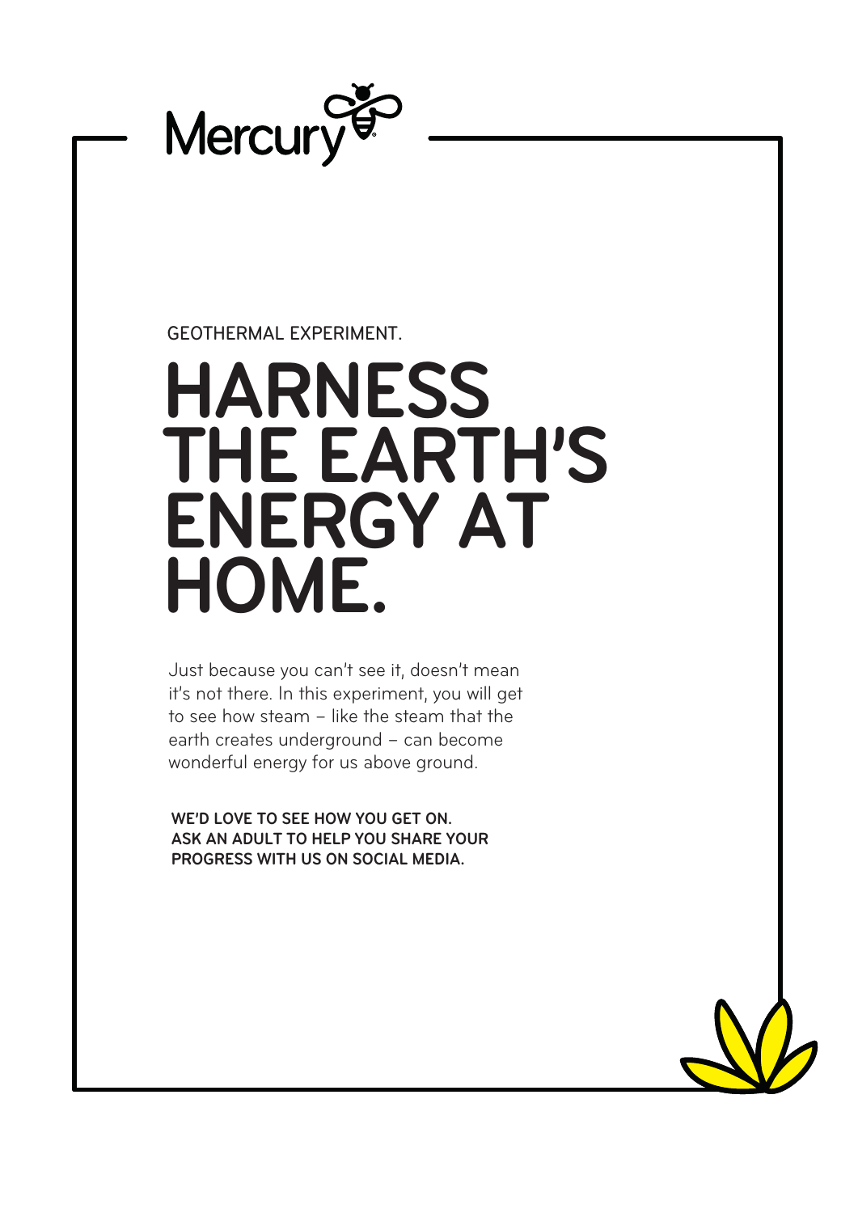Mercury

GEOTHERMAL EXPERIMENT.

# HARNESS THE EARTH'S ENERGY AT HOME.

Just because you can't see it, doesn't mean it's not there. In this experiment, you will get to see how steam – like the steam that the earth creates underground – can become wonderful energy for us above ground.

**WE'D LOVE TO SEE HOW YOU GET ON. ASK AN ADULT TO HELP YOU SHARE YOUR PROGRESS WITH US ON SOCIAL MEDIA.**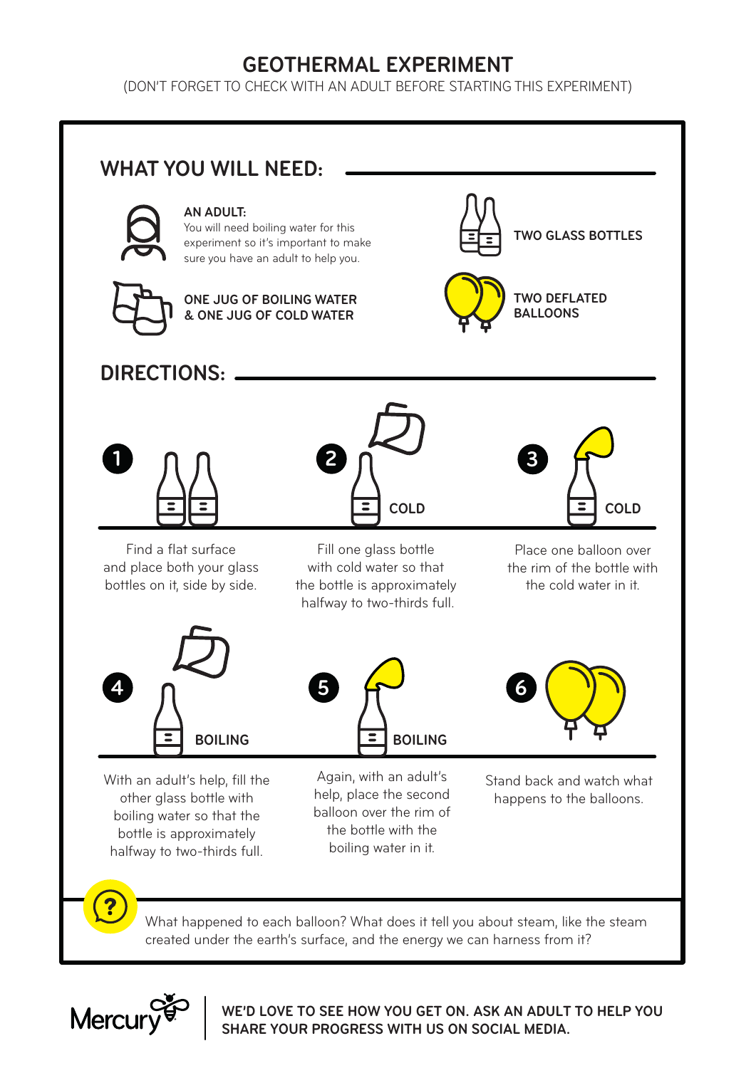# GEOTHERMAL EXPERIMENT

(DON'T FORGET TO CHECK WITH AN ADULT BEFORE STARTING THIS EXPERIMENT)

## WHAT YOU WILL NEED:

**AN ADULT:**
You will need boiling water for this experiment so it's important to make sure you have an adult to help you.

**ONE JUG OF BOILING WATER & ONE JUG OF COLD WATER**

**TWO GLASS BOTTLES**

**TWO DEFLATED BALLOONS**

## DIRECTIONS:

1. Find a flat surface and place both your glass bottles on it, side by side.
2. **COLD** — Fill one glass bottle with cold water so that the bottle is approximately halfway to two-thirds full.
3. **COLD** — Place one balloon over the rim of the bottle with the cold water in it.
4. **BOILING** — With an adult's help, fill the other glass bottle with boiling water so that the bottle is approximately halfway to two-thirds full.
5. **BOILING** — Again, with an adult's help, place the second balloon over the rim of the bottle with the boiling water in it.
6. Stand back and watch what happens to the balloons.

**?** What happened to each balloon? What does it tell you about steam, like the steam created under the earth's surface, and the energy we can harness from it?

Mercury

**WE'D LOVE TO SEE HOW YOU GET ON. ASK AN ADULT TO HELP YOU SHARE YOUR PROGRESS WITH US ON SOCIAL MEDIA.**